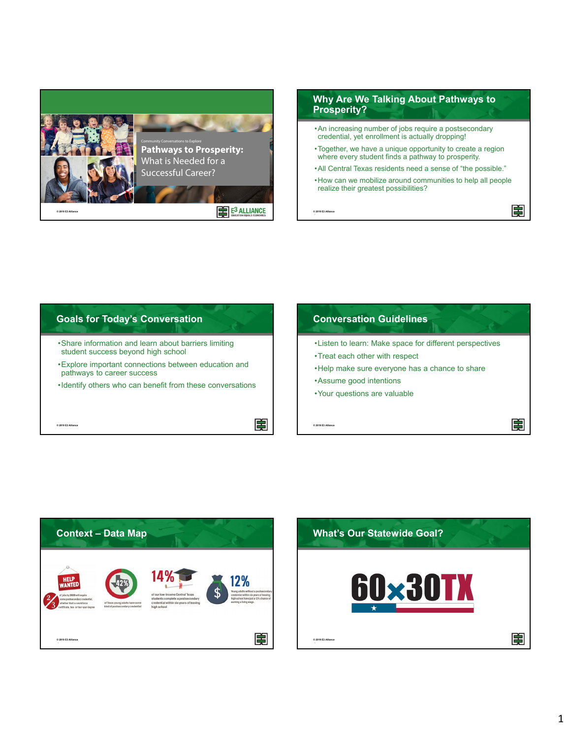Community Conversations to Explore

# Pathways to Prosperity: What is Needed for a Successful Career?

© 2019 E3 Alliance

E3 ALLIANCE
EDUCATION EQUALS ECONOMICS

## Why Are We Talking About Pathways to Prosperity?

- An increasing number of jobs require a postsecondary credential, yet enrollment is actually dropping!
- Together, we have a unique opportunity to create a region where every student finds a pathway to prosperity.
- All Central Texas residents need a sense of "the possible."
- How can we mobilize around communities to help all people realize their greatest possibilities?

© 2019 E3 Alliance

## Goals for Today's Conversation

- Share information and learn about barriers limiting student success beyond high school
- Explore important connections between education and pathways to career success
- Identify others who can benefit from these conversations

© 2019 E3 Alliance

## Conversation Guidelines

- Listen to learn: Make space for different perspectives
- Treat each other with respect
- Help make sure everyone has a chance to share
- Assume good intentions
- Your questions are valuable

© 2019 E3 Alliance

## Context – Data Map

HELP WANTED

2/3 of jobs by 2020 will require some postsecondary credential, whether that's a workforce certificate, two- or four-year degree

42% of Texas young adults have some kind of postsecondary credential

14% of our low-income Central Texas students complete a postsecondary credential within six years of leaving high school

12% Young adults without a postsecondary credential within six years of leaving high school have just a 12% chance of earning a living wage.

© 2019 E3 Alliance

## What's Our Statewide Goal?

60x30TX

© 2019 E3 Alliance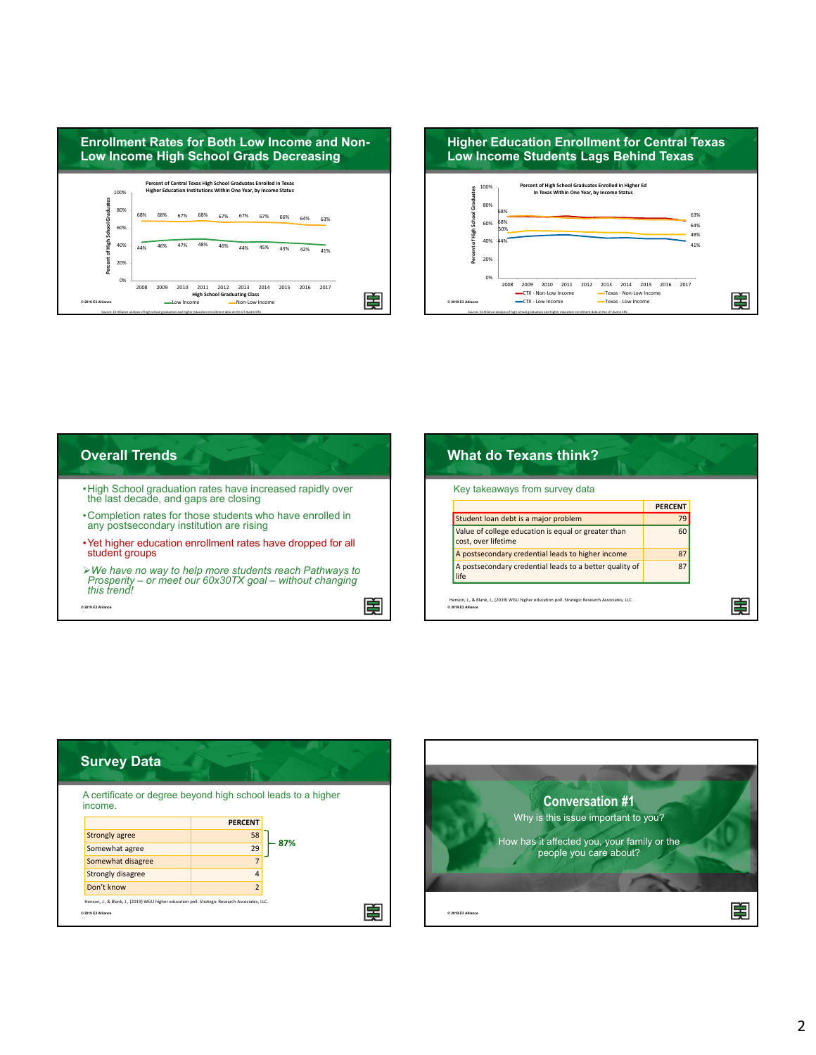## Enrollment Rates for Both Low Income and Non-Low Income High School Grads Decreasing

Percent of Central Texas High School Graduates Enrolled in Texas Higher Education Institutions Within One Year, by Income Status

| High School Graduating Class | 2008 | 2009 | 2010 | 2011 | 2012 | 2013 | 2014 | 2015 | 2016 | 2017 |
|---|---|---|---|---|---|---|---|---|---|---|
| Low Income | 44% | 46% | 47% | 48% | 46% | 44% | 45% | 43% | 42% | 41% |
| Non-Low Income | 68% | 68% | 67% | 68% | 67% | 67% | 67% | 66% | 64% | 63% |

© 2019 E3 Alliance

Source: E3 Alliance analysis of high school graduation and higher education enrollment data at the UT Austin ERC

## Higher Education Enrollment for Central Texas Low Income Students Lags Behind Texas

Percent of High School Graduates Enrolled in Higher Ed In Texas Within One Year, by Income Status

| | 2008 | 2017 |
|---|---|---|
| CTX - Non-Low Income | 68% | 63% |
| Texas - Non-Low Income | 68% | 64% |
| Texas - Low Income | 50% | 48% |
| CTX - Low Income | 44% | 41% |

© 2019 E3 Alliance

Source: E3 Alliance analysis of high school graduation and higher education enrollment data at the UT Austin ERC

## Overall Trends

- High School graduation rates have increased rapidly over the last decade, and gaps are closing
- Completion rates for those students who have enrolled in any postsecondary institution are rising
- Yet higher education enrollment rates have dropped for all student groups

➢ *We have no way to help more students reach Pathways to Prosperity – or meet our 60x30TX goal – without changing this trend!*

© 2019 E3 Alliance

## What do Texans think?

Key takeaways from survey data

| | PERCENT |
|---|---|
| Student loan debt is a major problem | 79 |
| Value of college education is equal or greater than cost, over lifetime | 60 |
| A postsecondary credential leads to higher income | 87 |
| A postsecondary credential leads to a better quality of life | 87 |

Henson, J., & Blank, J., (2019) WGU higher education poll. Strategic Research Associates, LLC.

© 2019 E3 Alliance

## Survey Data

A certificate or degree beyond high school leads to a higher income.

| | PERCENT |
|---|---|
| Strongly agree | 58 |
| Somewhat agree | 29 |
| Somewhat disagree | 7 |
| Strongly disagree | 4 |
| Don't know | 2 |

87% (Strongly agree + Somewhat agree)

Henson, J., & Blank, J., (2019) WGU higher education poll. Strategic Research Associates, LLC.

© 2019 E3 Alliance

## Conversation #1

Why is this issue important to you?

How has it affected you, your family or the people you care about?

© 2019 E3 Alliance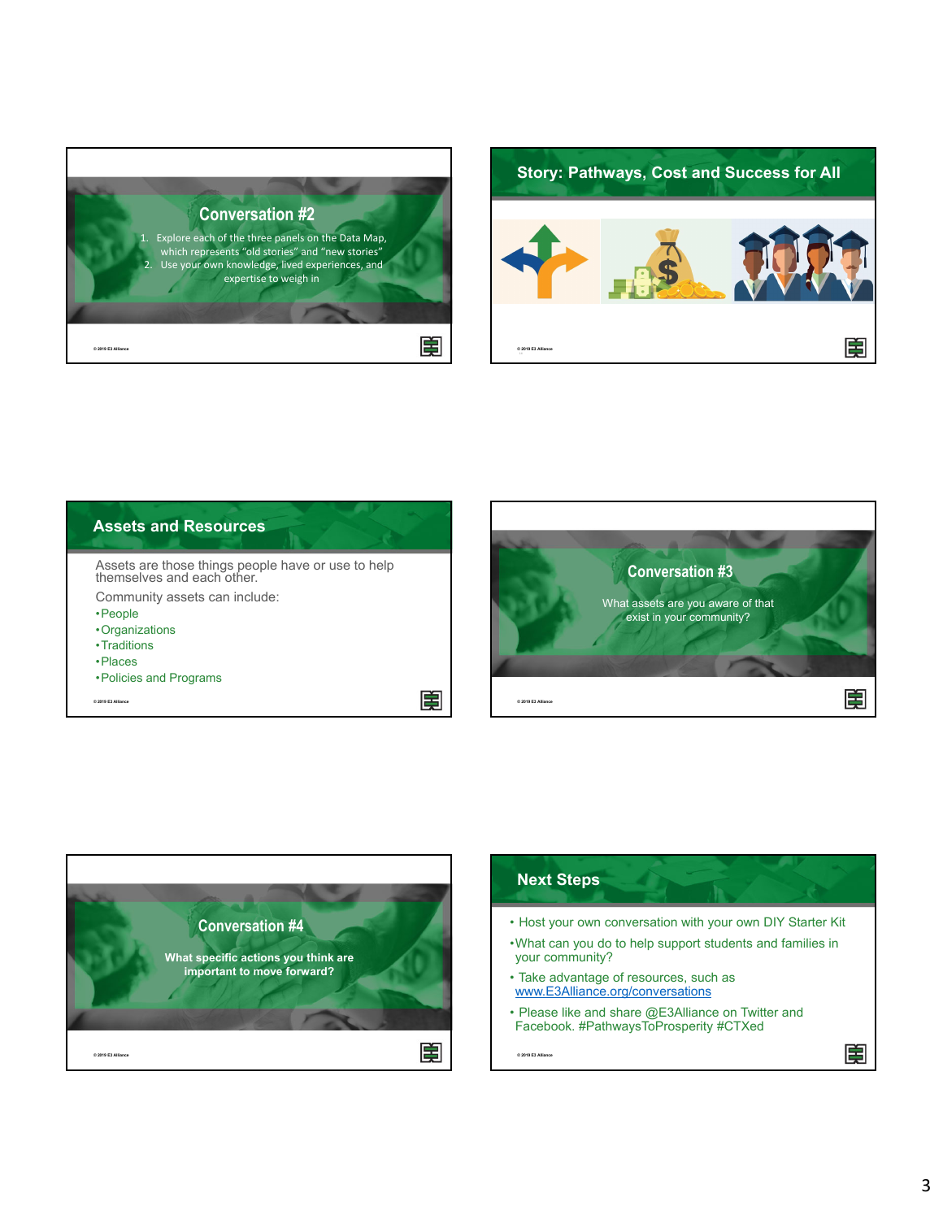## Conversation #2

1. Explore each of the three panels on the Data Map, which represents “old stories” and “new stories”
2. Use your own knowledge, lived experiences, and expertise to weigh in

© 2019 E3 Alliance

## Story: Pathways, Cost and Success for All

© 2019 E3 Alliance

## Assets and Resources

Assets are those things people have or use to help themselves and each other.

Community assets can include:

- People
- Organizations
- Traditions
- Places
- Policies and Programs

© 2019 E3 Alliance

## Conversation #3

What assets are you aware of that exist in your community?

© 2019 E3 Alliance

## Conversation #4

**What specific actions you think are important to move forward?**

© 2019 E3 Alliance

## Next Steps

- Host your own conversation with your own DIY Starter Kit
- What can you do to help support students and families in your community?
- Take advantage of resources, such as www.E3Alliance.org/conversations
- Please like and share @E3Alliance on Twitter and Facebook. #PathwaysToProsperity #CTXed

© 2019 E3 Alliance